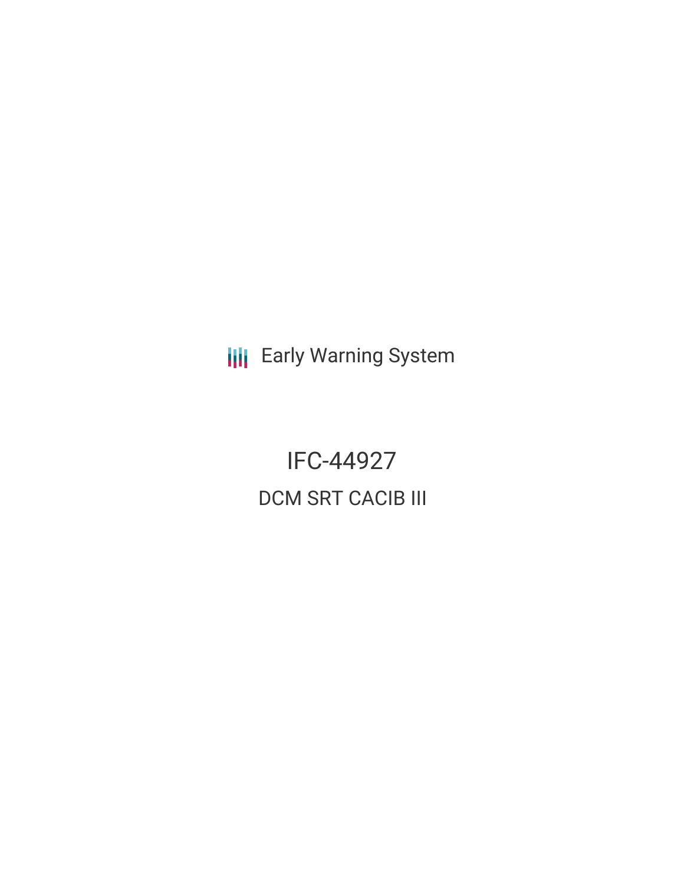Early Warning System

# IFC-44927

## DCM SRT CACIB III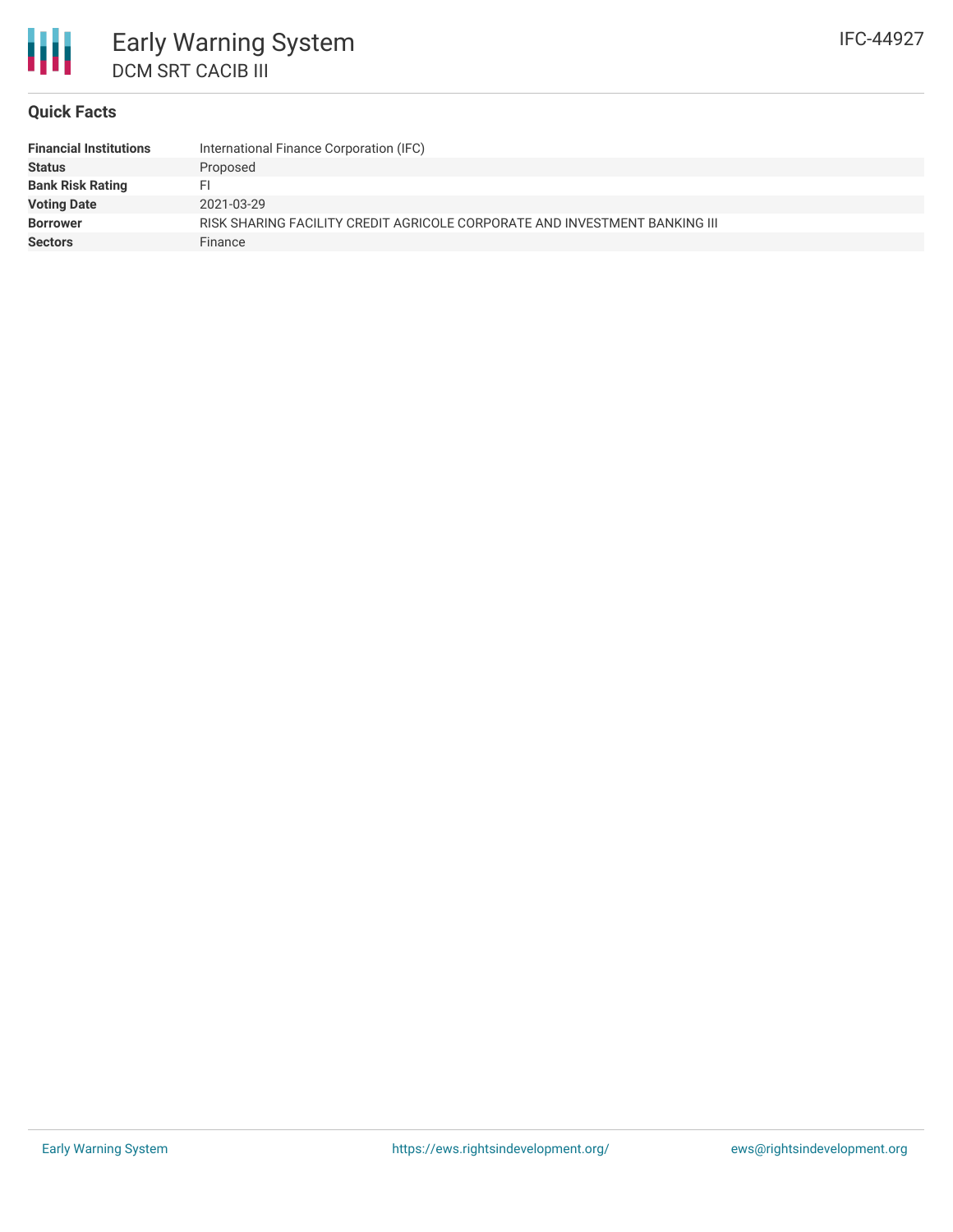# Early Warning System

## DCM SRT CACIB III

IFC-44927

### Quick Facts

| | |
|---|---|
| **Financial Institutions** | International Finance Corporation (IFC) |
| **Status** | Proposed |
| **Bank Risk Rating** | FI |
| **Voting Date** | 2021-03-29 |
| **Borrower** | RISK SHARING FACILITY CREDIT AGRICOLE CORPORATE AND INVESTMENT BANKING III |
| **Sectors** | Finance |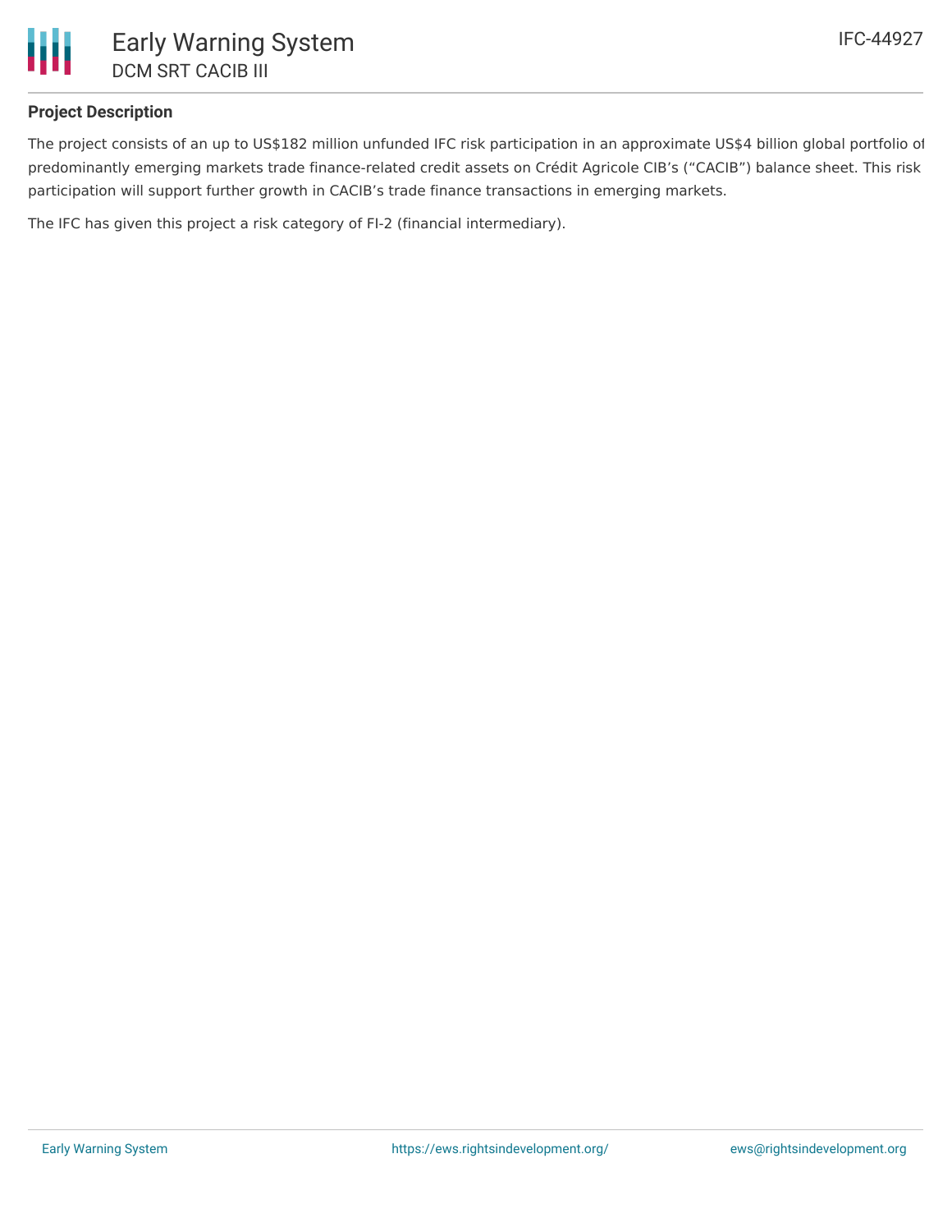## Project Description

The project consists of an up to US$182 million unfunded IFC risk participation in an approximate US$4 billion global portfolio of predominantly emerging markets trade finance-related credit assets on Crédit Agricole CIB's ("CACIB") balance sheet. This risk participation will support further growth in CACIB's trade finance transactions in emerging markets.

The IFC has given this project a risk category of FI-2 (financial intermediary).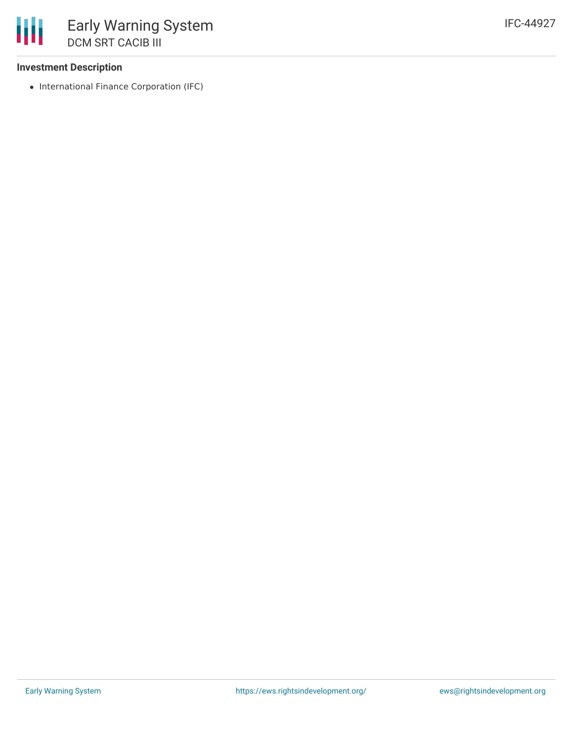### Investment Description

- International Finance Corporation (IFC)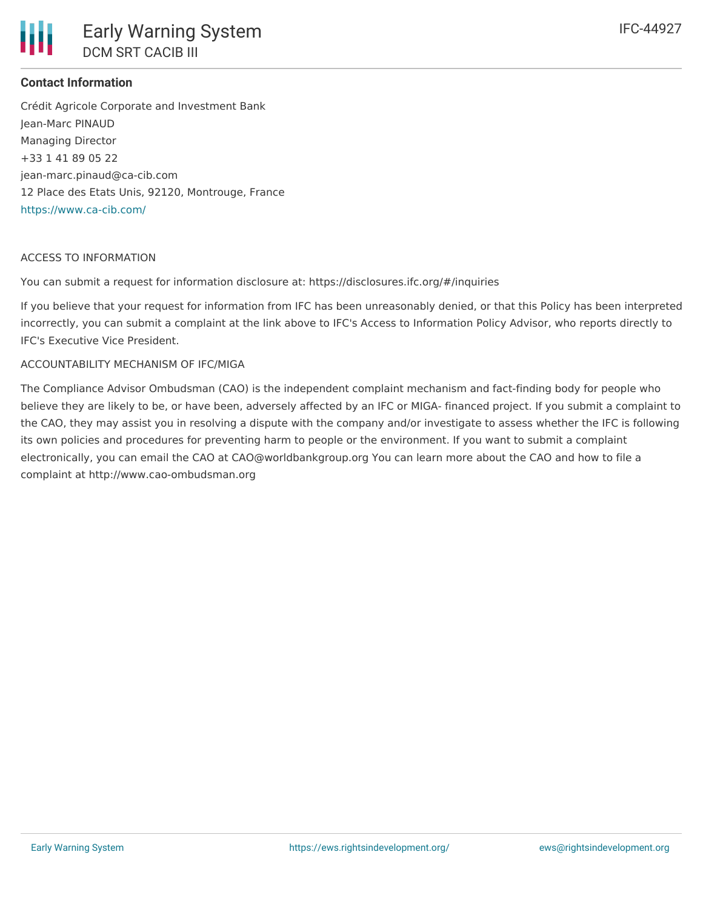### Contact Information

Crédit Agricole Corporate and Investment Bank
Jean-Marc PINAUD
Managing Director
+33 1 41 89 05 22
jean-marc.pinaud@ca-cib.com
12 Place des Etats Unis, 92120, Montrouge, France
https://www.ca-cib.com/

ACCESS TO INFORMATION

You can submit a request for information disclosure at: https://disclosures.ifc.org/#/inquiries

If you believe that your request for information from IFC has been unreasonably denied, or that this Policy has been interpreted incorrectly, you can submit a complaint at the link above to IFC's Access to Information Policy Advisor, who reports directly to IFC's Executive Vice President.

ACCOUNTABILITY MECHANISM OF IFC/MIGA

The Compliance Advisor Ombudsman (CAO) is the independent complaint mechanism and fact-finding body for people who believe they are likely to be, or have been, adversely affected by an IFC or MIGA- financed project. If you submit a complaint to the CAO, they may assist you in resolving a dispute with the company and/or investigate to assess whether the IFC is following its own policies and procedures for preventing harm to people or the environment. If you want to submit a complaint electronically, you can email the CAO at CAO@worldbankgroup.org You can learn more about the CAO and how to file a complaint at http://www.cao-ombudsman.org